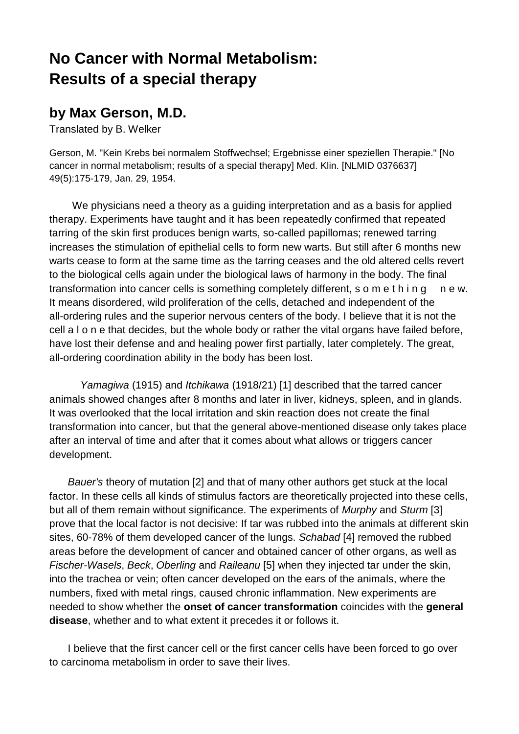# No Cancer with Normal Metabolism: Results of a special therapy

## by Max Gerson, M.D.

Translated by B. Welker

Gerson, M. "Kein Krebs bei normalem Stoffwechsel; Ergebnisse einer speziellen Therapie." [No cancer in normal metabolism; results of a special therapy] Med. Klin. [NLMID 0376637] 49(5):175-179, Jan. 29, 1954.

We physicians need a theory as a guiding interpretation and as a basis for applied therapy. Experiments have taught and it has been repeatedly confirmed that repeated tarring of the skin first produces benign warts, so-called papillomas; renewed tarring increases the stimulation of epithelial cells to form new warts. But still after 6 months new warts cease to form at the same time as the tarring ceases and the old altered cells revert to the biological cells again under the biological laws of harmony in the body. The final transformation into cancer cells is something completely different, s o m e t h i n g   n e w. It means disordered, wild proliferation of the cells, detached and independent of the all-ordering rules and the superior nervous centers of the body. I believe that it is not the cell a l o n e that decides, but the whole body or rather the vital organs have failed before, have lost their defense and and healing power first partially, later completely. The great, all-ordering coordination ability in the body has been lost.

*Yamagiwa* (1915) and *Itchikawa* (1918/21) [1] described that the tarred cancer animals showed changes after 8 months and later in liver, kidneys, spleen, and in glands. It was overlooked that the local irritation and skin reaction does not create the final transformation into cancer, but that the general above-mentioned disease only takes place after an interval of time and after that it comes about what allows or triggers cancer development.

*Bauer's* theory of mutation [2] and that of many other authors get stuck at the local factor. In these cells all kinds of stimulus factors are theoretically projected into these cells, but all of them remain without significance. The experiments of *Murphy* and *Sturm* [3] prove that the local factor is not decisive: If tar was rubbed into the animals at different skin sites, 60-78% of them developed cancer of the lungs. *Schabad* [4] removed the rubbed areas before the development of cancer and obtained cancer of other organs, as well as *Fischer-Wasels*, *Beck*, *Oberling* and *Raileanu* [5] when they injected tar under the skin, into the trachea or vein; often cancer developed on the ears of the animals, where the numbers, fixed with metal rings, caused chronic inflammation. New experiments are needed to show whether the **onset of cancer transformation** coincides with the **general disease**, whether and to what extent it precedes it or follows it.

I believe that the first cancer cell or the first cancer cells have been forced to go over to carcinoma metabolism in order to save their lives.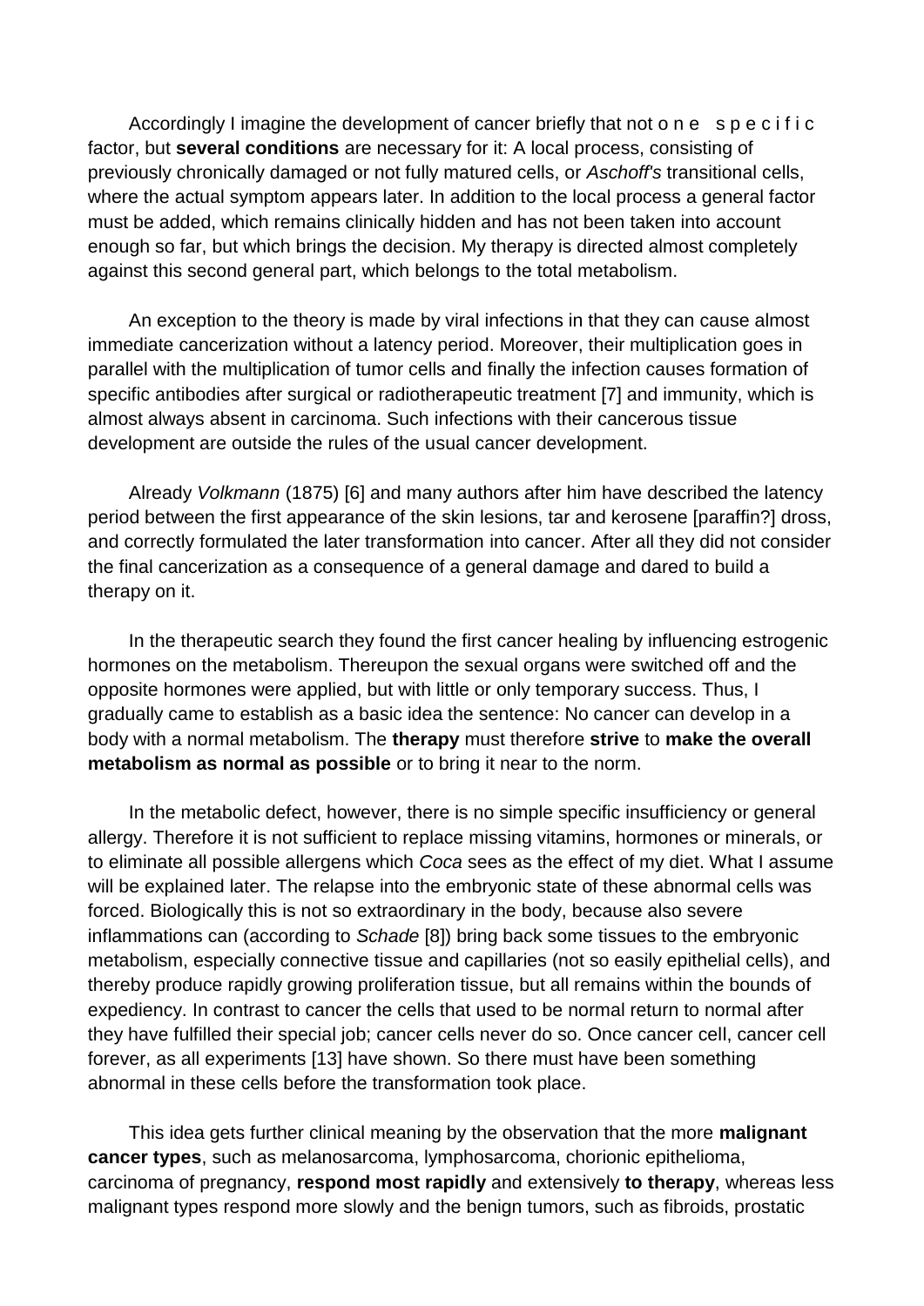Accordingly I imagine the development of cancer briefly that not o n e   s p e c i f i c factor, but **several conditions** are necessary for it: A local process, consisting of previously chronically damaged or not fully matured cells, or *Aschoff's* transitional cells, where the actual symptom appears later. In addition to the local process a general factor must be added, which remains clinically hidden and has not been taken into account enough so far, but which brings the decision. My therapy is directed almost completely against this second general part, which belongs to the total metabolism.

An exception to the theory is made by viral infections in that they can cause almost immediate cancerization without a latency period. Moreover, their multiplication goes in parallel with the multiplication of tumor cells and finally the infection causes formation of specific antibodies after surgical or radiotherapeutic treatment [7] and immunity, which is almost always absent in carcinoma. Such infections with their cancerous tissue development are outside the rules of the usual cancer development.

Already *Volkmann* (1875) [6] and many authors after him have described the latency period between the first appearance of the skin lesions, tar and kerosene [paraffin?] dross, and correctly formulated the later transformation into cancer. After all they did not consider the final cancerization as a consequence of a general damage and dared to build a therapy on it.

In the therapeutic search they found the first cancer healing by influencing estrogenic hormones on the metabolism. Thereupon the sexual organs were switched off and the opposite hormones were applied, but with little or only temporary success. Thus, I gradually came to establish as a basic idea the sentence: No cancer can develop in a body with a normal metabolism. The **therapy** must therefore **strive** to **make the overall metabolism as normal as possible** or to bring it near to the norm.

In the metabolic defect, however, there is no simple specific insufficiency or general allergy. Therefore it is not sufficient to replace missing vitamins, hormones or minerals, or to eliminate all possible allergens which *Coca* sees as the effect of my diet. What I assume will be explained later. The relapse into the embryonic state of these abnormal cells was forced. Biologically this is not so extraordinary in the body, because also severe inflammations can (according to *Schade* [8]) bring back some tissues to the embryonic metabolism, especially connective tissue and capillaries (not so easily epithelial cells), and thereby produce rapidly growing proliferation tissue, but all remains within the bounds of expediency. In contrast to cancer the cells that used to be normal return to normal after they have fulfilled their special job; cancer cells never do so. Once cancer cell, cancer cell forever, as all experiments [13] have shown. So there must have been something abnormal in these cells before the transformation took place.

This idea gets further clinical meaning by the observation that the more **malignant cancer types**, such as melanosarcoma, lymphosarcoma, chorionic epithelioma, carcinoma of pregnancy, **respond most rapidly** and extensively **to therapy**, whereas less malignant types respond more slowly and the benign tumors, such as fibroids, prostatic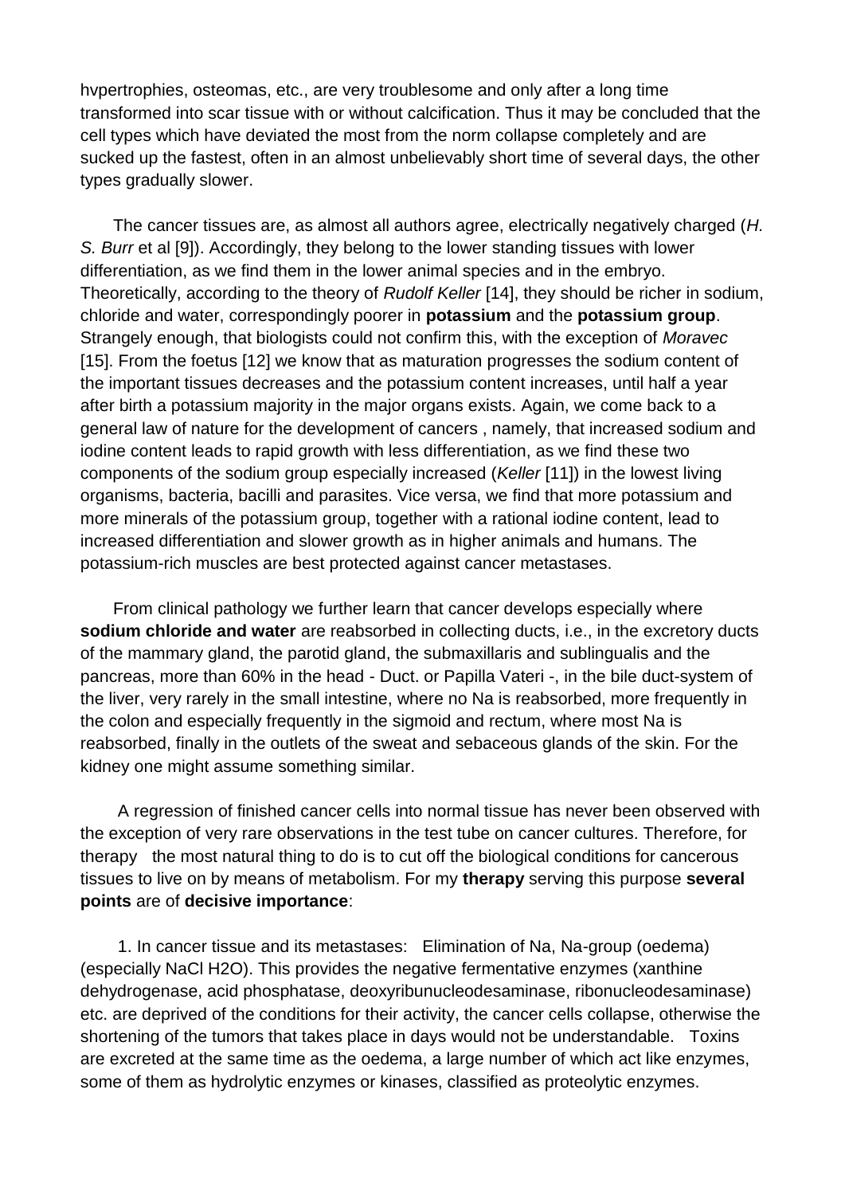hvpertrophies, osteomas, etc., are very troublesome and only after a long time transformed into scar tissue with or without calcification. Thus it may be concluded that the cell types which have deviated the most from the norm collapse completely and are sucked up the fastest, often in an almost unbelievably short time of several days, the other types gradually slower.

The cancer tissues are, as almost all authors agree, electrically negatively charged (*H. S. Burr* et al [9]). Accordingly, they belong to the lower standing tissues with lower differentiation, as we find them in the lower animal species and in the embryo. Theoretically, according to the theory of *Rudolf Keller* [14], they should be richer in sodium, chloride and water, correspondingly poorer in **potassium** and the **potassium group**. Strangely enough, that biologists could not confirm this, with the exception of *Moravec* [15]. From the foetus [12] we know that as maturation progresses the sodium content of the important tissues decreases and the potassium content increases, until half a year after birth a potassium majority in the major organs exists. Again, we come back to a general law of nature for the development of cancers , namely, that increased sodium and iodine content leads to rapid growth with less differentiation, as we find these two components of the sodium group especially increased (*Keller* [11]) in the lowest living organisms, bacteria, bacilli and parasites. Vice versa, we find that more potassium and more minerals of the potassium group, together with a rational iodine content, lead to increased differentiation and slower growth as in higher animals and humans. The potassium-rich muscles are best protected against cancer metastases.

From clinical pathology we further learn that cancer develops especially where **sodium chloride and water** are reabsorbed in collecting ducts, i.e., in the excretory ducts of the mammary gland, the parotid gland, the submaxillaris and sublingualis and the pancreas, more than 60% in the head - Duct. or Papilla Vateri -, in the bile duct-system of the liver, very rarely in the small intestine, where no Na is reabsorbed, more frequently in the colon and especially frequently in the sigmoid and rectum, where most Na is reabsorbed, finally in the outlets of the sweat and sebaceous glands of the skin. For the kidney one might assume something similar.

A regression of finished cancer cells into normal tissue has never been observed with the exception of very rare observations in the test tube on cancer cultures. Therefore, for therapy the most natural thing to do is to cut off the biological conditions for cancerous tissues to live on by means of metabolism. For my **therapy** serving this purpose **several points** are of **decisive importance**:

1. In cancer tissue and its metastases: Elimination of Na, Na-group (oedema) (especially NaCl $H_2O$). This provides the negative fermentative enzymes (xanthine dehydrogenase, acid phosphatase, deoxyribunucleodesaminase, ribonucleodesaminase) etc. are deprived of the conditions for their activity, the cancer cells collapse, otherwise the shortening of the tumors that takes place in days would not be understandable. Toxins are excreted at the same time as the oedema, a large number of which act like enzymes, some of them as hydrolytic enzymes or kinases, classified as proteolytic enzymes.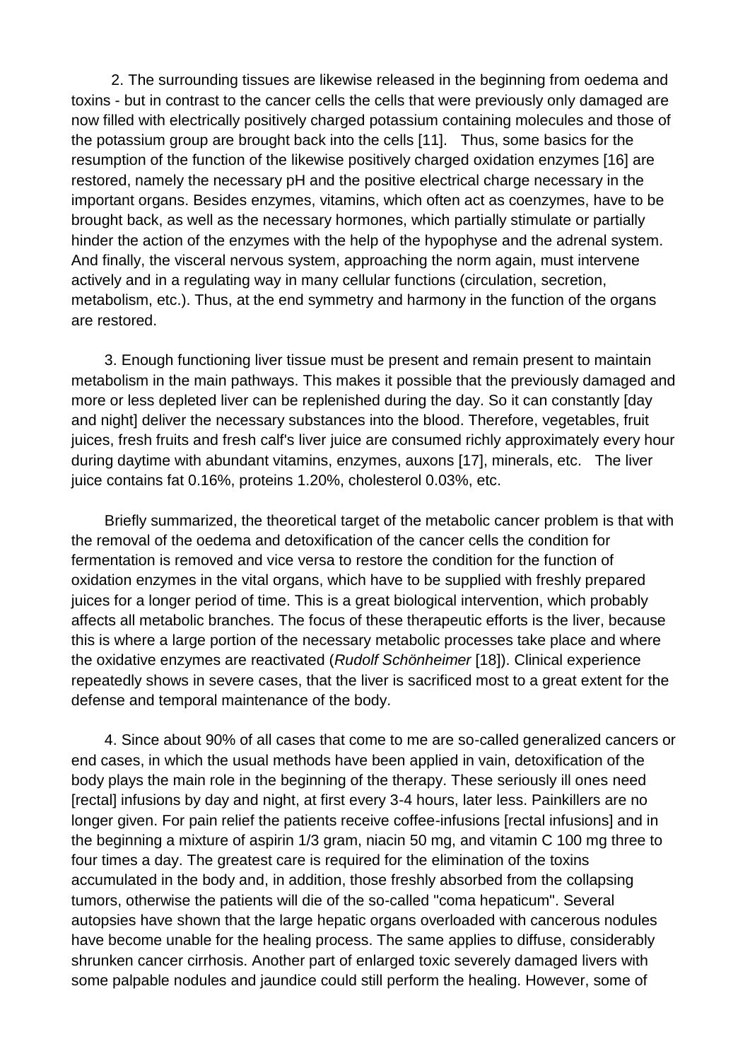2. The surrounding tissues are likewise released in the beginning from oedema and toxins - but in contrast to the cancer cells the cells that were previously only damaged are now filled with electrically positively charged potassium containing molecules and those of the potassium group are brought back into the cells [11]. Thus, some basics for the resumption of the function of the likewise positively charged oxidation enzymes [16] are restored, namely the necessary pH and the positive electrical charge necessary in the important organs. Besides enzymes, vitamins, which often act as coenzymes, have to be brought back, as well as the necessary hormones, which partially stimulate or partially hinder the action of the enzymes with the help of the hypophyse and the adrenal system. And finally, the visceral nervous system, approaching the norm again, must intervene actively and in a regulating way in many cellular functions (circulation, secretion, metabolism, etc.). Thus, at the end symmetry and harmony in the function of the organs are restored.

3. Enough functioning liver tissue must be present and remain present to maintain metabolism in the main pathways. This makes it possible that the previously damaged and more or less depleted liver can be replenished during the day. So it can constantly [day and night] deliver the necessary substances into the blood. Therefore, vegetables, fruit juices, fresh fruits and fresh calf's liver juice are consumed richly approximately every hour during daytime with abundant vitamins, enzymes, auxons [17], minerals, etc. The liver juice contains fat 0.16%, proteins 1.20%, cholesterol 0.03%, etc.

Briefly summarized, the theoretical target of the metabolic cancer problem is that with the removal of the oedema and detoxification of the cancer cells the condition for fermentation is removed and vice versa to restore the condition for the function of oxidation enzymes in the vital organs, which have to be supplied with freshly prepared juices for a longer period of time. This is a great biological intervention, which probably affects all metabolic branches. The focus of these therapeutic efforts is the liver, because this is where a large portion of the necessary metabolic processes take place and where the oxidative enzymes are reactivated (*Rudolf Schönheimer* [18]). Clinical experience repeatedly shows in severe cases, that the liver is sacrificed most to a great extent for the defense and temporal maintenance of the body.

4. Since about 90% of all cases that come to me are so-called generalized cancers or end cases, in which the usual methods have been applied in vain, detoxification of the body plays the main role in the beginning of the therapy. These seriously ill ones need [rectal] infusions by day and night, at first every 3-4 hours, later less. Painkillers are no longer given. For pain relief the patients receive coffee-infusions [rectal infusions] and in the beginning a mixture of aspirin 1/3 gram, niacin 50 mg, and vitamin C 100 mg three to four times a day. The greatest care is required for the elimination of the toxins accumulated in the body and, in addition, those freshly absorbed from the collapsing tumors, otherwise the patients will die of the so-called "coma hepaticum". Several autopsies have shown that the large hepatic organs overloaded with cancerous nodules have become unable for the healing process. The same applies to diffuse, considerably shrunken cancer cirrhosis. Another part of enlarged toxic severely damaged livers with some palpable nodules and jaundice could still perform the healing. However, some of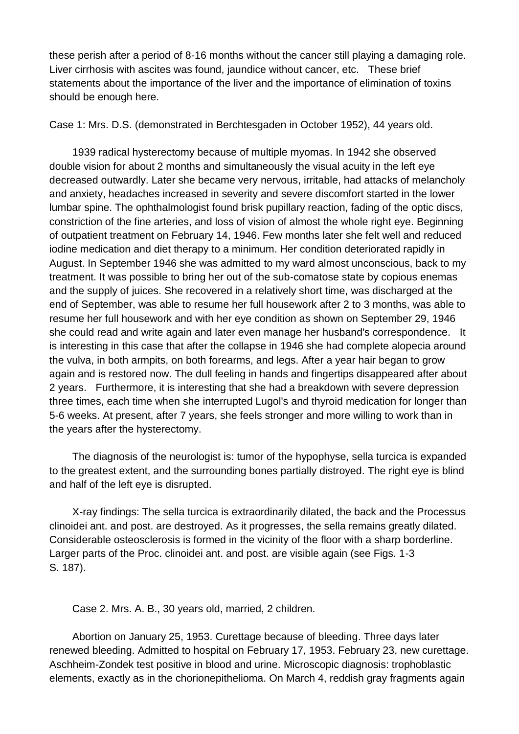these perish after a period of 8-16 months without the cancer still playing a damaging role. Liver cirrhosis with ascites was found, jaundice without cancer, etc. These brief statements about the importance of the liver and the importance of elimination of toxins should be enough here.

Case 1: Mrs. D.S. (demonstrated in Berchtesgaden in October 1952), 44 years old.

1939 radical hysterectomy because of multiple myomas. In 1942 she observed double vision for about 2 months and simultaneously the visual acuity in the left eye decreased outwardly. Later she became very nervous, irritable, had attacks of melancholy and anxiety, headaches increased in severity and severe discomfort started in the lower lumbar spine. The ophthalmologist found brisk pupillary reaction, fading of the optic discs, constriction of the fine arteries, and loss of vision of almost the whole right eye. Beginning of outpatient treatment on February 14, 1946. Few months later she felt well and reduced iodine medication and diet therapy to a minimum. Her condition deteriorated rapidly in August. In September 1946 she was admitted to my ward almost unconscious, back to my treatment. It was possible to bring her out of the sub-comatose state by copious enemas and the supply of juices. She recovered in a relatively short time, was discharged at the end of September, was able to resume her full housework after 2 to 3 months, was able to resume her full housework and with her eye condition as shown on September 29, 1946 she could read and write again and later even manage her husband's correspondence. It is interesting in this case that after the collapse in 1946 she had complete alopecia around the vulva, in both armpits, on both forearms, and legs. After a year hair began to grow again and is restored now. The dull feeling in hands and fingertips disappeared after about 2 years. Furthermore, it is interesting that she had a breakdown with severe depression three times, each time when she interrupted Lugol's and thyroid medication for longer than 5-6 weeks. At present, after 7 years, she feels stronger and more willing to work than in the years after the hysterectomy.

The diagnosis of the neurologist is: tumor of the hypophyse, sella turcica is expanded to the greatest extent, and the surrounding bones partially distroyed. The right eye is blind and half of the left eye is disrupted.

X-ray findings: The sella turcica is extraordinarily dilated, the back and the Processus clinoidei ant. and post. are destroyed. As it progresses, the sella remains greatly dilated. Considerable osteosclerosis is formed in the vicinity of the floor with a sharp borderline. Larger parts of the Proc. clinoidei ant. and post. are visible again (see Figs. 1-3 S. 187).

Case 2. Mrs. A. B., 30 years old, married, 2 children.

Abortion on January 25, 1953. Curettage because of bleeding. Three days later renewed bleeding. Admitted to hospital on February 17, 1953. February 23, new curettage. Aschheim-Zondek test positive in blood and urine. Microscopic diagnosis: trophoblastic elements, exactly as in the chorionepithelioma. On March 4, reddish gray fragments again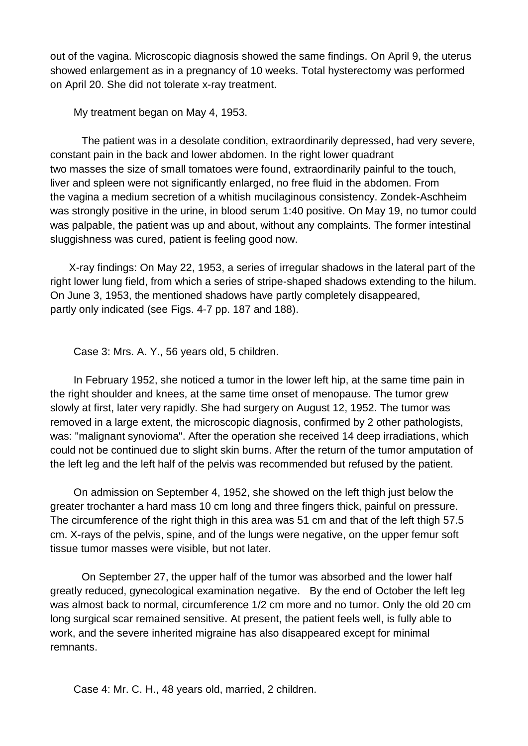out of the vagina. Microscopic diagnosis showed the same findings. On April 9, the uterus showed enlargement as in a pregnancy of 10 weeks. Total hysterectomy was performed on April 20. She did not tolerate x-ray treatment.

My treatment began on May 4, 1953.

The patient was in a desolate condition, extraordinarily depressed, had very severe, constant pain in the back and lower abdomen. In the right lower quadrant two masses the size of small tomatoes were found, extraordinarily painful to the touch, liver and spleen were not significantly enlarged, no free fluid in the abdomen. From the vagina a medium secretion of a whitish mucilaginous consistency. Zondek-Aschheim was strongly positive in the urine, in blood serum 1:40 positive. On May 19, no tumor could was palpable, the patient was up and about, without any complaints. The former intestinal sluggishness was cured, patient is feeling good now.

X-ray findings: On May 22, 1953, a series of irregular shadows in the lateral part of the right lower lung field, from which a series of stripe-shaped shadows extending to the hilum. On June 3, 1953, the mentioned shadows have partly completely disappeared, partly only indicated (see Figs. 4-7 pp. 187 and 188).

Case 3: Mrs. A. Y., 56 years old, 5 children.

In February 1952, she noticed a tumor in the lower left hip, at the same time pain in the right shoulder and knees, at the same time onset of menopause. The tumor grew slowly at first, later very rapidly. She had surgery on August 12, 1952. The tumor was removed in a large extent, the microscopic diagnosis, confirmed by 2 other pathologists, was: "malignant synovioma". After the operation she received 14 deep irradiations, which could not be continued due to slight skin burns. After the return of the tumor amputation of the left leg and the left half of the pelvis was recommended but refused by the patient.

On admission on September 4, 1952, she showed on the left thigh just below the greater trochanter a hard mass 10 cm long and three fingers thick, painful on pressure. The circumference of the right thigh in this area was 51 cm and that of the left thigh 57.5 cm. X-rays of the pelvis, spine, and of the lungs were negative, on the upper femur soft tissue tumor masses were visible, but not later.

On September 27, the upper half of the tumor was absorbed and the lower half greatly reduced, gynecological examination negative. By the end of October the left leg was almost back to normal, circumference 1/2 cm more and no tumor. Only the old 20 cm long surgical scar remained sensitive. At present, the patient feels well, is fully able to work, and the severe inherited migraine has also disappeared except for minimal remnants.

Case 4: Mr. C. H., 48 years old, married, 2 children.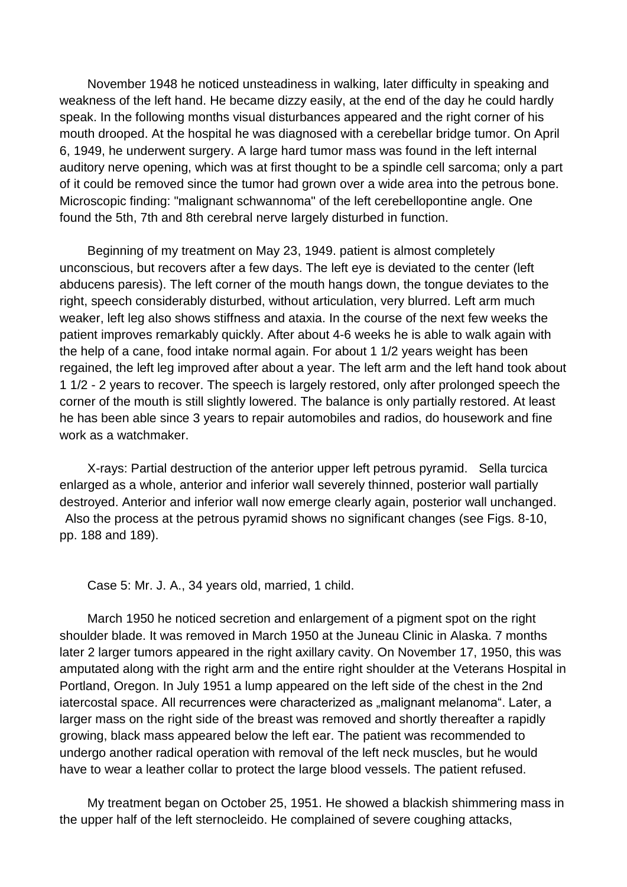November 1948 he noticed unsteadiness in walking, later difficulty in speaking and weakness of the left hand. He became dizzy easily, at the end of the day he could hardly speak. In the following months visual disturbances appeared and the right corner of his mouth drooped. At the hospital he was diagnosed with a cerebellar bridge tumor. On April 6, 1949, he underwent surgery. A large hard tumor mass was found in the left internal auditory nerve opening, which was at first thought to be a spindle cell sarcoma; only a part of it could be removed since the tumor had grown over a wide area into the petrous bone. Microscopic finding: "malignant schwannoma" of the left cerebellopontine angle. One found the 5th, 7th and 8th cerebral nerve largely disturbed in function.

Beginning of my treatment on May 23, 1949. patient is almost completely unconscious, but recovers after a few days. The left eye is deviated to the center (left abducens paresis). The left corner of the mouth hangs down, the tongue deviates to the right, speech considerably disturbed, without articulation, very blurred. Left arm much weaker, left leg also shows stiffness and ataxia. In the course of the next few weeks the patient improves remarkably quickly. After about 4-6 weeks he is able to walk again with the help of a cane, food intake normal again. For about 1 1/2 years weight has been regained, the left leg improved after about a year. The left arm and the left hand took about 1 1/2 - 2 years to recover. The speech is largely restored, only after prolonged speech the corner of the mouth is still slightly lowered. The balance is only partially restored. At least he has been able since 3 years to repair automobiles and radios, do housework and fine work as a watchmaker.

X-rays: Partial destruction of the anterior upper left petrous pyramid. Sella turcica enlarged as a whole, anterior and inferior wall severely thinned, posterior wall partially destroyed. Anterior and inferior wall now emerge clearly again, posterior wall unchanged. Also the process at the petrous pyramid shows no significant changes (see Figs. 8-10, pp. 188 and 189).

Case 5: Mr. J. A., 34 years old, married, 1 child.

March 1950 he noticed secretion and enlargement of a pigment spot on the right shoulder blade. It was removed in March 1950 at the Juneau Clinic in Alaska. 7 months later 2 larger tumors appeared in the right axillary cavity. On November 17, 1950, this was amputated along with the right arm and the entire right shoulder at the Veterans Hospital in Portland, Oregon. In July 1951 a lump appeared on the left side of the chest in the 2nd iatercostal space. All recurrences were characterized as „malignant melanoma". Later, a larger mass on the right side of the breast was removed and shortly thereafter a rapidly growing, black mass appeared below the left ear. The patient was recommended to undergo another radical operation with removal of the left neck muscles, but he would have to wear a leather collar to protect the large blood vessels. The patient refused.

My treatment began on October 25, 1951. He showed a blackish shimmering mass in the upper half of the left sternocleido. He complained of severe coughing attacks,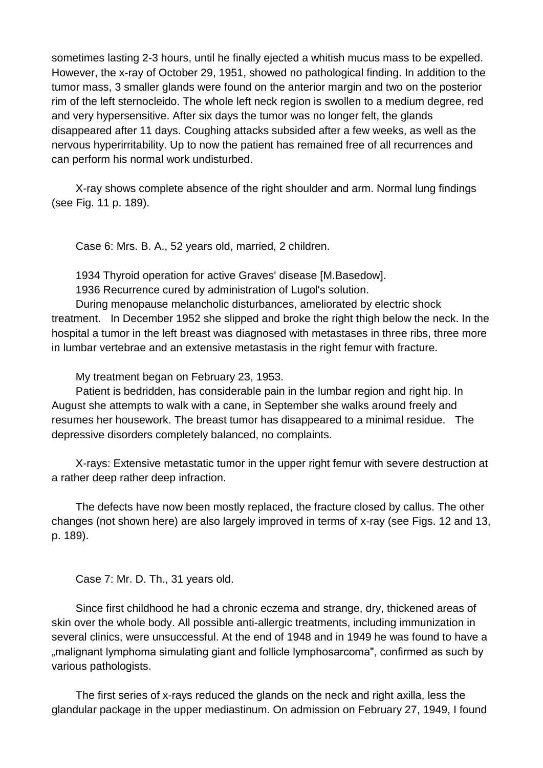sometimes lasting 2-3 hours, until he finally ejected a whitish mucus mass to be expelled. However, the x-ray of October 29, 1951, showed no pathological finding. In addition to the tumor mass, 3 smaller glands were found on the anterior margin and two on the posterior rim of the left sternocleido. The whole left neck region is swollen to a medium degree, red and very hypersensitive. After six days the tumor was no longer felt, the glands disappeared after 11 days. Coughing attacks subsided after a few weeks, as well as the nervous hyperirritability. Up to now the patient has remained free of all recurrences and can perform his normal work undisturbed.

X-ray shows complete absence of the right shoulder and arm. Normal lung findings (see Fig. 11 p. 189).

Case 6: Mrs. B. A., 52 years old, married, 2 children.

1934 Thyroid operation for active Graves' disease [M.Basedow].
1936 Recurrence cured by administration of Lugol's solution.
During menopause melancholic disturbances, ameliorated by electric shock treatment. In December 1952 she slipped and broke the right thigh below the neck. In the hospital a tumor in the left breast was diagnosed with metastases in three ribs, three more in lumbar vertebrae and an extensive metastasis in the right femur with fracture.

My treatment began on February 23, 1953.
Patient is bedridden, has considerable pain in the lumbar region and right hip. In August she attempts to walk with a cane, in September she walks around freely and resumes her housework. The breast tumor has disappeared to a minimal residue. The depressive disorders completely balanced, no complaints.

X-rays: Extensive metastatic tumor in the upper right femur with severe destruction at a rather deep rather deep infraction.

The defects have now been mostly replaced, the fracture closed by callus. The other changes (not shown here) are also largely improved in terms of x-ray (see Figs. 12 and 13, p. 189).

Case 7: Mr. D. Th., 31 years old.

Since first childhood he had a chronic eczema and strange, dry, thickened areas of skin over the whole body. All possible anti-allergic treatments, including immunization in several clinics, were unsuccessful. At the end of 1948 and in 1949 he was found to have a „malignant lymphoma simulating giant and follicle lymphosarcoma", confirmed as such by various pathologists.

The first series of x-rays reduced the glands on the neck and right axilla, less the glandular package in the upper mediastinum. On admission on February 27, 1949, I found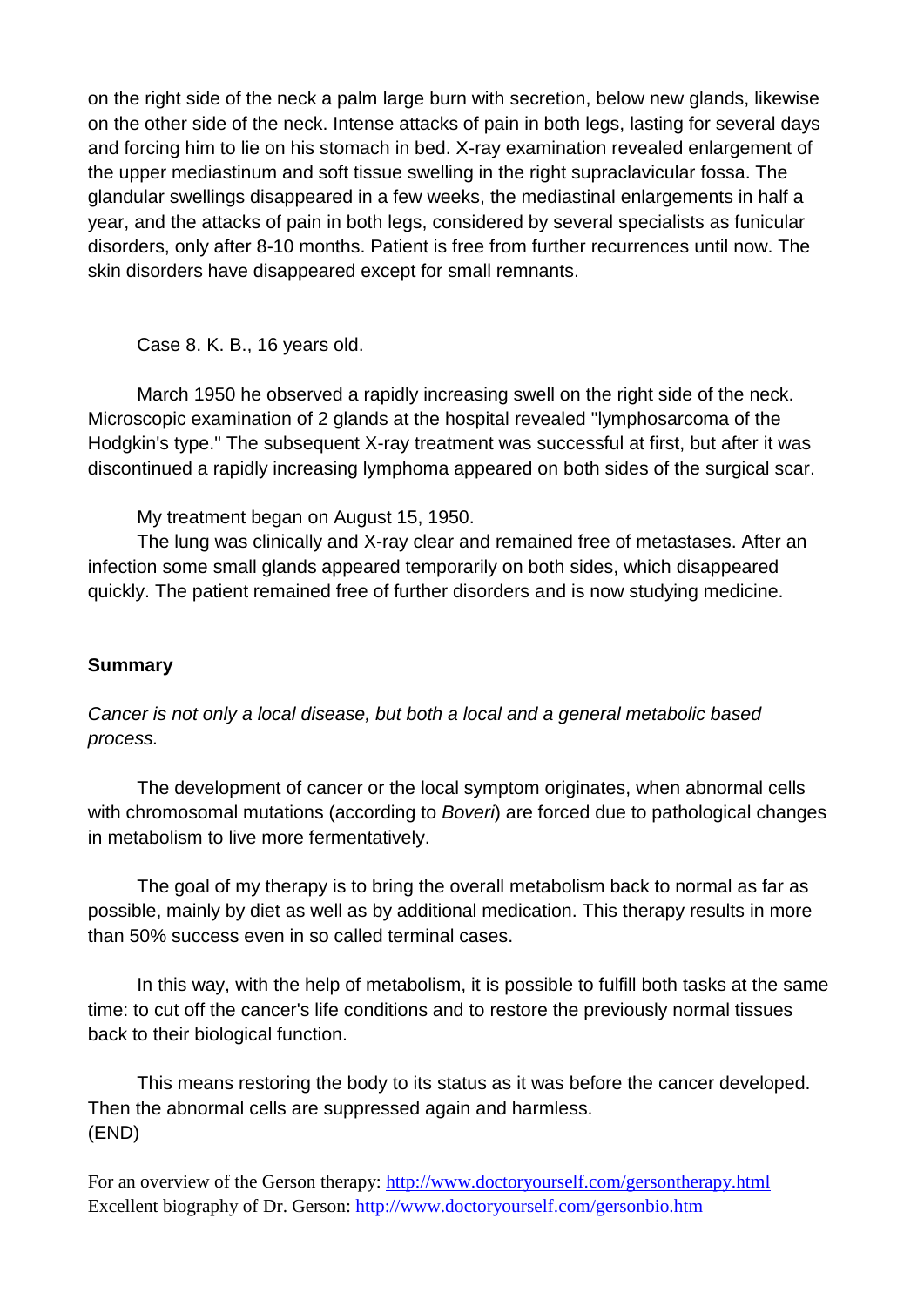on the right side of the neck a palm large burn with secretion, below new glands, likewise on the other side of the neck. Intense attacks of pain in both legs, lasting for several days and forcing him to lie on his stomach in bed. X-ray examination revealed enlargement of the upper mediastinum and soft tissue swelling in the right supraclavicular fossa. The glandular swellings disappeared in a few weeks, the mediastinal enlargements in half a year, and the attacks of pain in both legs, considered by several specialists as funicular disorders, only after 8-10 months. Patient is free from further recurrences until now. The skin disorders have disappeared except for small remnants.

Case 8. K. B., 16 years old.

March 1950 he observed a rapidly increasing swell on the right side of the neck. Microscopic examination of 2 glands at the hospital revealed "lymphosarcoma of the Hodgkin's type." The subsequent X-ray treatment was successful at first, but after it was discontinued a rapidly increasing lymphoma appeared on both sides of the surgical scar.

My treatment began on August 15, 1950.

The lung was clinically and X-ray clear and remained free of metastases. After an infection some small glands appeared temporarily on both sides, which disappeared quickly. The patient remained free of further disorders and is now studying medicine.

**Summary**

*Cancer is not only a local disease, but both a local and a general metabolic based process.*

The development of cancer or the local symptom originates, when abnormal cells with chromosomal mutations (according to *Boveri*) are forced due to pathological changes in metabolism to live more fermentatively.

The goal of my therapy is to bring the overall metabolism back to normal as far as possible, mainly by diet as well as by additional medication. This therapy results in more than 50% success even in so called terminal cases.

In this way, with the help of metabolism, it is possible to fulfill both tasks at the same time: to cut off the cancer's life conditions and to restore the previously normal tissues back to their biological function.

This means restoring the body to its status as it was before the cancer developed. Then the abnormal cells are suppressed again and harmless.
(END)

For an overview of the Gerson therapy: [http://www.doctoryourself.com/gersontherapy.html](http://www.doctoryourself.com/gersontherapy.html)
Excellent biography of Dr. Gerson: [http://www.doctoryourself.com/gersonbio.htm](http://www.doctoryourself.com/gersonbio.htm)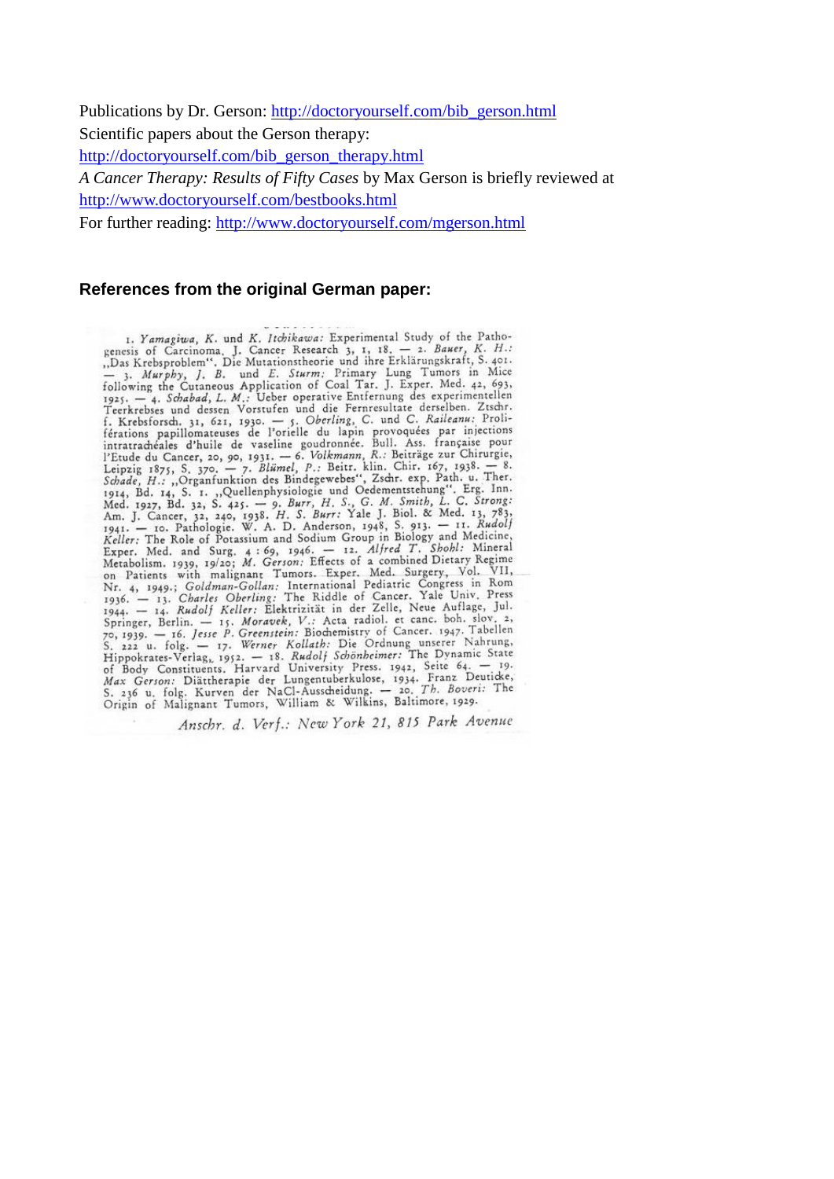Publications by Dr. Gerson: http://doctoryourself.com/bib_gerson.html

Scientific papers about the Gerson therapy:
http://doctoryourself.com/bib_gerson_therapy.html

*A Cancer Therapy: Results of Fifty Cases* by Max Gerson is briefly reviewed at http://www.doctoryourself.com/bestbooks.html

For further reading: http://www.doctoryourself.com/mgerson.html

### References from the original German paper:

1. *Yamagiwa, K.* und *K. Itchikawa:* Experimental Study of the Pathogenesis of Carcinoma. J. Cancer Research 3, 1, 18. — 2. *Bauer, K. H.:* „Das Krebsproblem". Die Mutationstheorie und ihre Erklärungskraft, S. 401. — 3. *Murphy, J. B.* und *E. Sturm:* Primary Lung Tumors in Mice following the Cutaneous Application of Coal Tar. J. Exper. Med. 42, 693, 1925. — 4. *Schabad, L. M.:* Ueber operative Entfernung des experimentellen Teerkrebses und dessen Vorstufen und die Fernresultate derselben. Ztschr. f. Krebsforsch. 31, 621, 1930. — 5. *Oberling, C.* und *C. Raileanu:* Proliférations papillomateuses de l'orielle du lapin provoquées par injections intratrachéales d'huile de vaseline goudronnée. Bull. Ass. française pour l'Etude du Cancer, 20, 90, 1931. — 6. *Volkmann, R.:* Beiträge zur Chirurgie, Leipzig 1875, S. 370. — 7. *Blümel, P.:* Beitr. klin. Chir. 167, 1938. — 8. *Schade, H.:* „Organfunktion des Bindegewebes", Zschr. exp. Path. u. Ther. 1914, Bd. 14, S. 1. „Quellenphysiologie und Oedementstehung". Erg. Inn. Med. 1927, Bd. 32, S. 425. — 9. *Burr, H. S., G. M. Smith, L. C. Strong:* Am. J. Cancer, 32, 240, 1938. *H. S. Burr:* Yale J. Biol. & Med. 13, 783, 1941. — 10. Pathologie. W. A. D. Anderson, 1948, S. 913. — 11. *Rudolf Keller:* The Role of Potassium and Sodium Group in Biology and Medicine, Exper. Med. and Surg. 4 : 69, 1946. — 12. *Alfred T. Shohl:* Mineral Metabolism. 1939, 19/20; *M. Gerson:* Effects of a combined Dietary Regime on Patients with malignant Tumors. Exper. Med. Surgery, Vol. VII, Nr. 4, 1949.; *Goldman-Gollan:* International Pediatric Congress in Rom 1936. — 13. *Charles Oberling:* The Riddle of Cancer. Yale Univ. Press 1944. — 14. *Rudolf Keller:* Elektrizität in der Zelle, Neue Auflage, Jul. Springer, Berlin. — 15. *Moravek, V.:* Acta radiol. et canc. boh. slov. 2, 70, 1939. — 16. *Jesse P. Greenstein:* Biochemistry of Cancer. 1947. Tabellen S. 222 u. folg. — 17. *Werner Kollath:* Die Ordnung unserer Nahrung, Hippokrates-Verlag, 1952. — 18. *Rudolf Schönheimer:* The Dynamic State of Body Constituents. Harvard University Press. 1942, Seite 64. — 19. *Max Gerson:* Diättherapie der Lungentuberkulose, 1934. Franz Deuticke, S. 236 u. folg. Kurven der NaCl-Ausscheidung. — 20. *Th. Boveri:* The Origin of Malignant Tumors, William & Wilkins, Baltimore, 1929.

*Anschr. d. Verf.: New York 21, 815 Park Avenue*